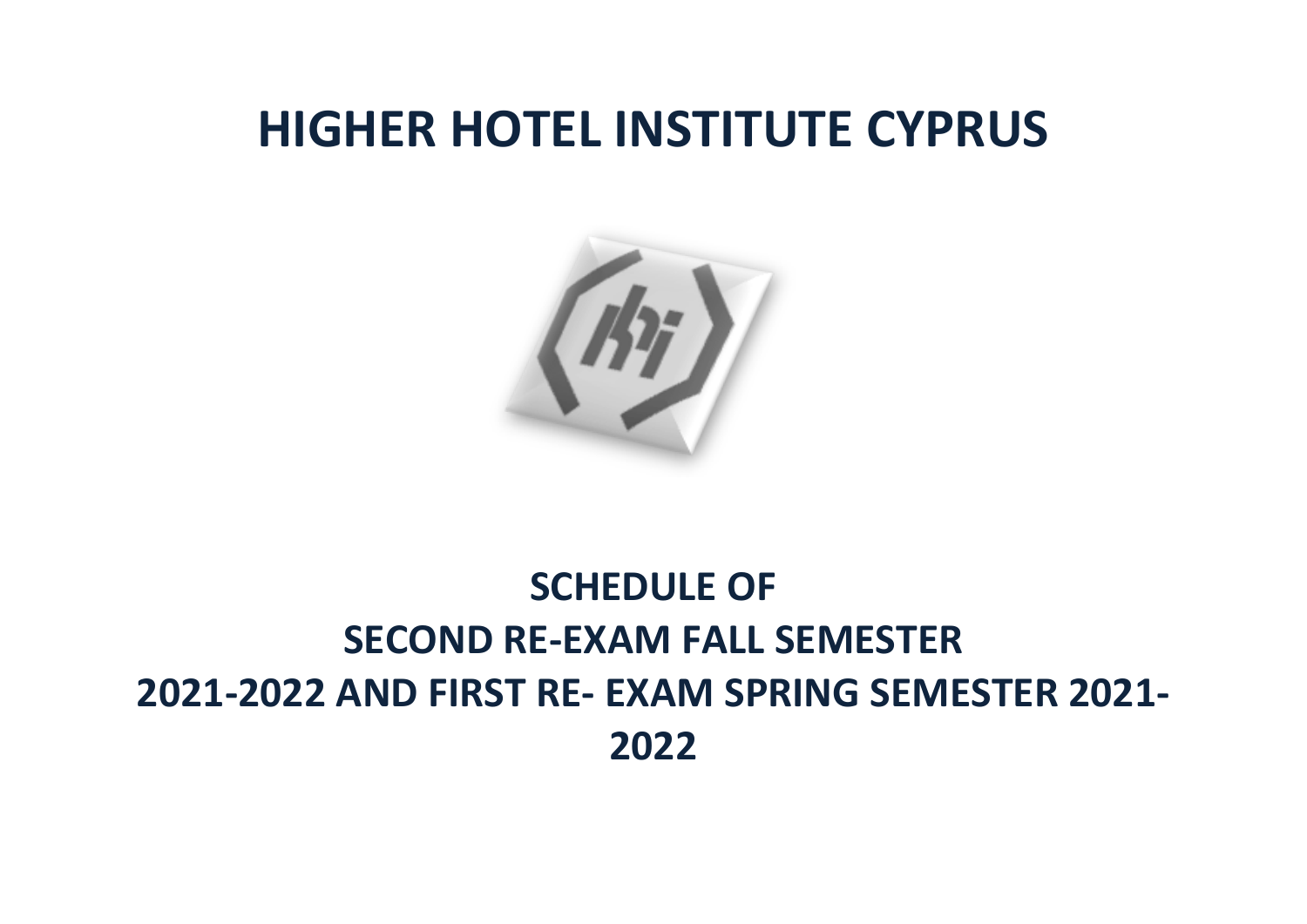# HIGHER HOTEL INSTITUTE CYPRUS

## SCHEDULE OF SECOND RE-EXAM FALL SEMESTER 2021-2022 AND FIRST RE- EXAM SPRING SEMESTER 2021-2022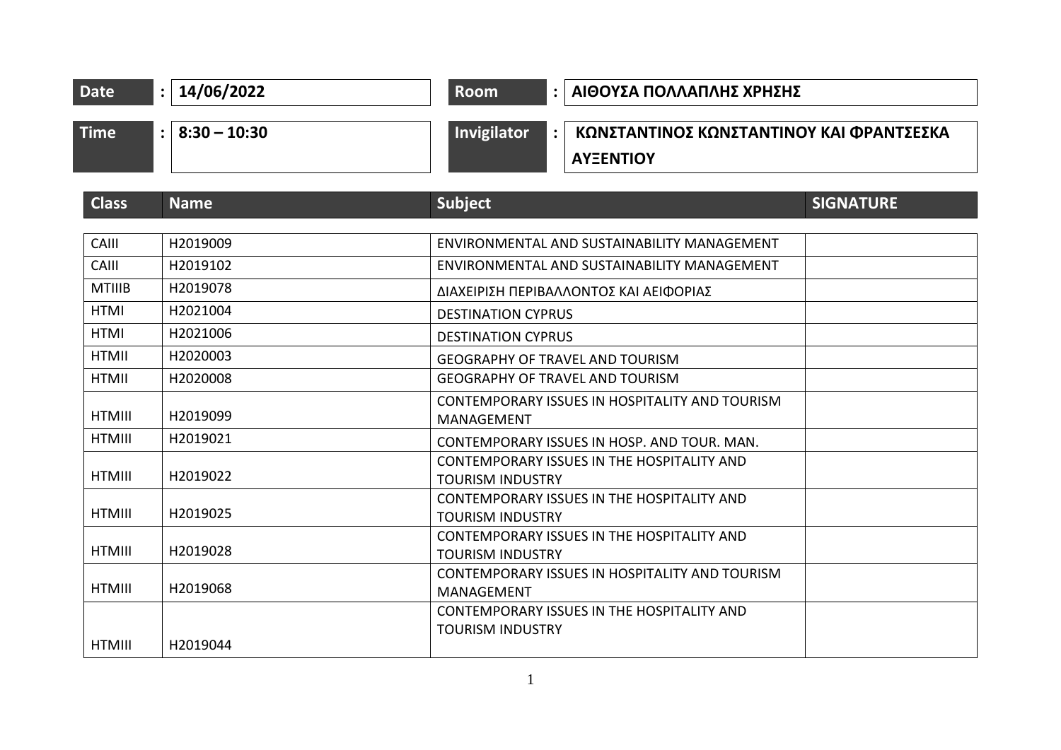| **Date** | : | **14/06/2022** | **Room** | : | **ΑΙΘΟΥΣΑ ΠΟΛΛΑΠΛΗΣ ΧΡΗΣΗΣ** |
|---|---|---|---|---|---|
| **Time** | : | **8:30 – 10:30** | **Invigilator** | : | **ΚΩΝΣΤΑΝΤΙΝΟΣ ΚΩΝΣΤΑΝΤΙΝΟΥ ΚΑΙ ΦΡΑΝΤΣΕΣΚΑ ΑΥΞΕΝΤΙΟΥ** |

| Class | Name | Subject | SIGNATURE |
|---|---|---|---|
| CAIII | H2019009 | ENVIRONMENTAL AND SUSTAINABILITY MANAGEMENT | |
| CAIII | H2019102 | ENVIRONMENTAL AND SUSTAINABILITY MANAGEMENT | |
| MTIIIB | H2019078 | ΔΙΑΧΕΙΡΙΣΗ ΠΕΡΙΒΑΛΛΟΝΤΟΣ ΚΑΙ ΑΕΙΦΟΡΙΑΣ | |
| HTMI | H2021004 | DESTINATION CYPRUS | |
| HTMI | H2021006 | DESTINATION CYPRUS | |
| HTMII | H2020003 | GEOGRAPHY OF TRAVEL AND TOURISM | |
| HTMII | H2020008 | GEOGRAPHY OF TRAVEL AND TOURISM | |
| HTMIII | H2019099 | CONTEMPORARY ISSUES IN HOSPITALITY AND TOURISM MANAGEMENT | |
| HTMIII | H2019021 | CONTEMPORARY ISSUES IN HOSP. AND TOUR. MAN. | |
| HTMIII | H2019022 | CONTEMPORARY ISSUES IN THE HOSPITALITY AND TOURISM INDUSTRY | |
| HTMIII | H2019025 | CONTEMPORARY ISSUES IN THE HOSPITALITY AND TOURISM INDUSTRY | |
| HTMIII | H2019028 | CONTEMPORARY ISSUES IN THE HOSPITALITY AND TOURISM INDUSTRY | |
| HTMIII | H2019068 | CONTEMPORARY ISSUES IN HOSPITALITY AND TOURISM MANAGEMENT | |
| HTMIII | H2019044 | CONTEMPORARY ISSUES IN THE HOSPITALITY AND TOURISM INDUSTRY | |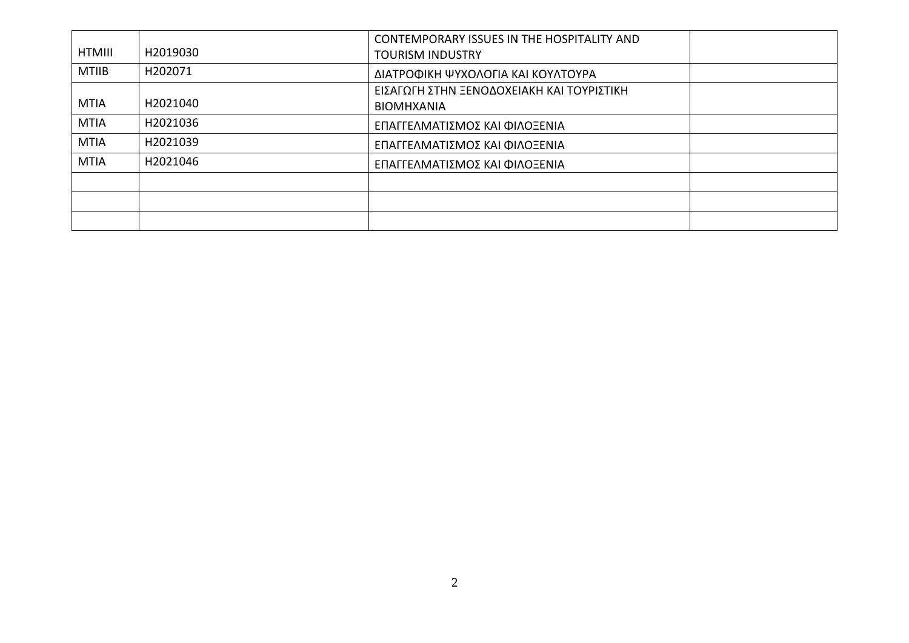| | | | |
|---|---|---|---|
| HTMIII | H2019030 | CONTEMPORARY ISSUES IN THE HOSPITALITY AND TOURISM INDUSTRY | |
| MTIIB | H202071 | ΔΙΑΤΡΟΦΙΚΗ ΨΥΧΟΛΟΓΙΑ ΚΑΙ ΚΟΥΛΤΟΥΡΑ | |
| MTIA | H2021040 | ΕΙΣΑΓΩΓΗ ΣΤΗΝ ΞΕΝΟΔΟΧΕΙΑΚΗ ΚΑΙ ΤΟΥΡΙΣΤΙΚΗ ΒΙΟΜΗΧΑΝΙΑ | |
| MTIA | H2021036 | ΕΠΑΓΓΕΛΜΑΤΙΣΜΟΣ ΚΑΙ ΦΙΛΟΞΕΝΙΑ | |
| MTIA | H2021039 | ΕΠΑΓΓΕΛΜΑΤΙΣΜΟΣ ΚΑΙ ΦΙΛΟΞΕΝΙΑ | |
| MTIA | H2021046 | ΕΠΑΓΓΕΛΜΑΤΙΣΜΟΣ ΚΑΙ ΦΙΛΟΞΕΝΙΑ | |
| | | | |
| | | | |
| | | | |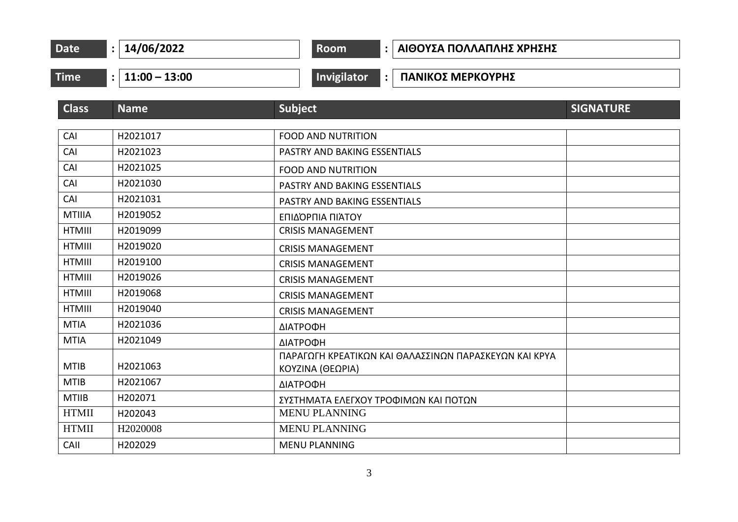| Date | : | 14/06/2022 | Room | : | ΑΙΘΟΥΣΑ ΠΟΛΛΑΠΛΗΣ ΧΡΗΣΗΣ |
|---|---|---|---|---|---|
| Time | : | 11:00 – 13:00 | Invigilator | : | ΠΑΝΙΚΟΣ ΜΕΡΚΟΥΡΗΣ |

| Class | Name | Subject | SIGNATURE |
|---|---|---|---|
| CAI | H2021017 | FOOD AND NUTRITION | |
| CAI | H2021023 | PASTRY AND BAKING ESSENTIALS | |
| CAI | H2021025 | FOOD AND NUTRITION | |
| CAI | H2021030 | PASTRY AND BAKING ESSENTIALS | |
| CAI | H2021031 | PASTRY AND BAKING ESSENTIALS | |
| MTIIIA | H2019052 | ΕΠΙΔΌΡΠΙΑ ΠΙΆΤΟΥ | |
| HTMIII | H2019099 | CRISIS MANAGEMENT | |
| HTMIII | H2019020 | CRISIS MANAGEMENT | |
| HTMIII | H2019100 | CRISIS MANAGEMENT | |
| HTMIII | H2019026 | CRISIS MANAGEMENT | |
| HTMIII | H2019068 | CRISIS MANAGEMENT | |
| HTMIII | H2019040 | CRISIS MANAGEMENT | |
| MTIA | H2021036 | ΔΙΑΤΡΟΦΗ | |
| MTIA | H2021049 | ΔΙΑΤΡΟΦΗ | |
| MTIB | H2021063 | ΠΑΡΑΓΩΓΗ ΚΡΕΑΤΙΚΩΝ ΚΑΙ ΘΑΛΑΣΣΙΝΩΝ ΠΑΡΑΣΚΕΥΩΝ ΚΑΙ ΚΡΥΑ ΚΟΥΖΙΝΑ (ΘΕΩΡΙΑ) | |
| MTIB | H2021067 | ΔΙΑΤΡΟΦΗ | |
| MTIIB | H202071 | ΣΥΣΤΗΜΑΤΑ ΕΛΕΓΧΟΥ ΤΡΟΦΙΜΩΝ ΚΑΙ ΠΟΤΩΝ | |
| HTMII | H202043 | MENU PLANNING | |
| HTMII | H2020008 | MENU PLANNING | |
| CAII | H202029 | MENU PLANNING | |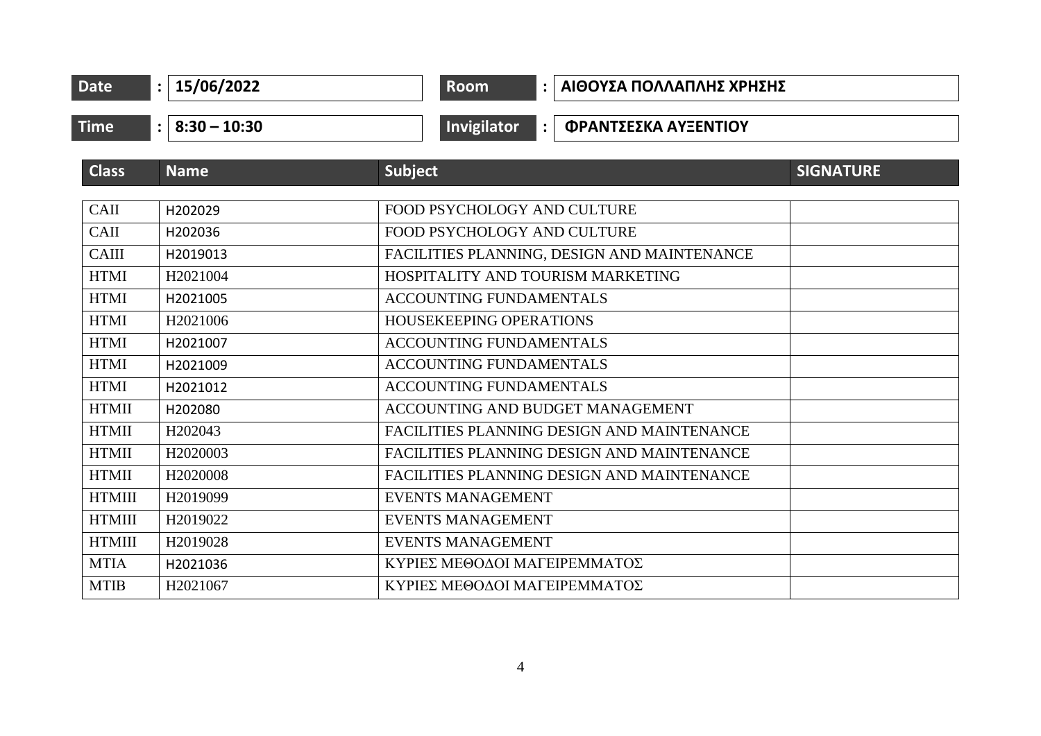| Date | : | 15/06/2022 | Room | : | ΑΙΘΟΥΣΑ ΠΟΛΛΑΠΛΗΣ ΧΡΗΣΗΣ |
|---|---|---|---|---|---|
| Time | : | 8:30 – 10:30 | Invigilator | : | ΦΡΑΝΤΣΕΣΚΑ ΑΥΞΕΝΤΙΟΥ |

| Class | Name | Subject | SIGNATURE |
|---|---|---|---|
| CAII | H202029 | FOOD PSYCHOLOGY AND CULTURE | |
| CAII | H202036 | FOOD PSYCHOLOGY AND CULTURE | |
| CAIII | H2019013 | FACILITIES PLANNING, DESIGN AND MAINTENANCE | |
| HTMI | H2021004 | HOSPITALITY AND TOURISM MARKETING | |
| HTMI | H2021005 | ACCOUNTING FUNDAMENTALS | |
| HTMI | H2021006 | HOUSEKEEPING OPERATIONS | |
| HTMI | H2021007 | ACCOUNTING FUNDAMENTALS | |
| HTMI | H2021009 | ACCOUNTING FUNDAMENTALS | |
| HTMI | H2021012 | ACCOUNTING FUNDAMENTALS | |
| HTMII | H202080 | ACCOUNTING AND BUDGET MANAGEMENT | |
| HTMII | H202043 | FACILITIES PLANNING DESIGN AND MAINTENANCE | |
| HTMII | H2020003 | FACILITIES PLANNING DESIGN AND MAINTENANCE | |
| HTMII | H2020008 | FACILITIES PLANNING DESIGN AND MAINTENANCE | |
| HTMIII | H2019099 | EVENTS MANAGEMENT | |
| HTMIII | H2019022 | EVENTS MANAGEMENT | |
| HTMIII | H2019028 | EVENTS MANAGEMENT | |
| MTIA | H2021036 | ΚΥΡΙΕΣ ΜΕΘΟΔΟΙ ΜΑΓΕΙΡΕΜΜΑΤΟΣ | |
| MTIB | H2021067 | ΚΥΡΙΕΣ ΜΕΘΟΔΟΙ ΜΑΓΕΙΡΕΜΜΑΤΟΣ | |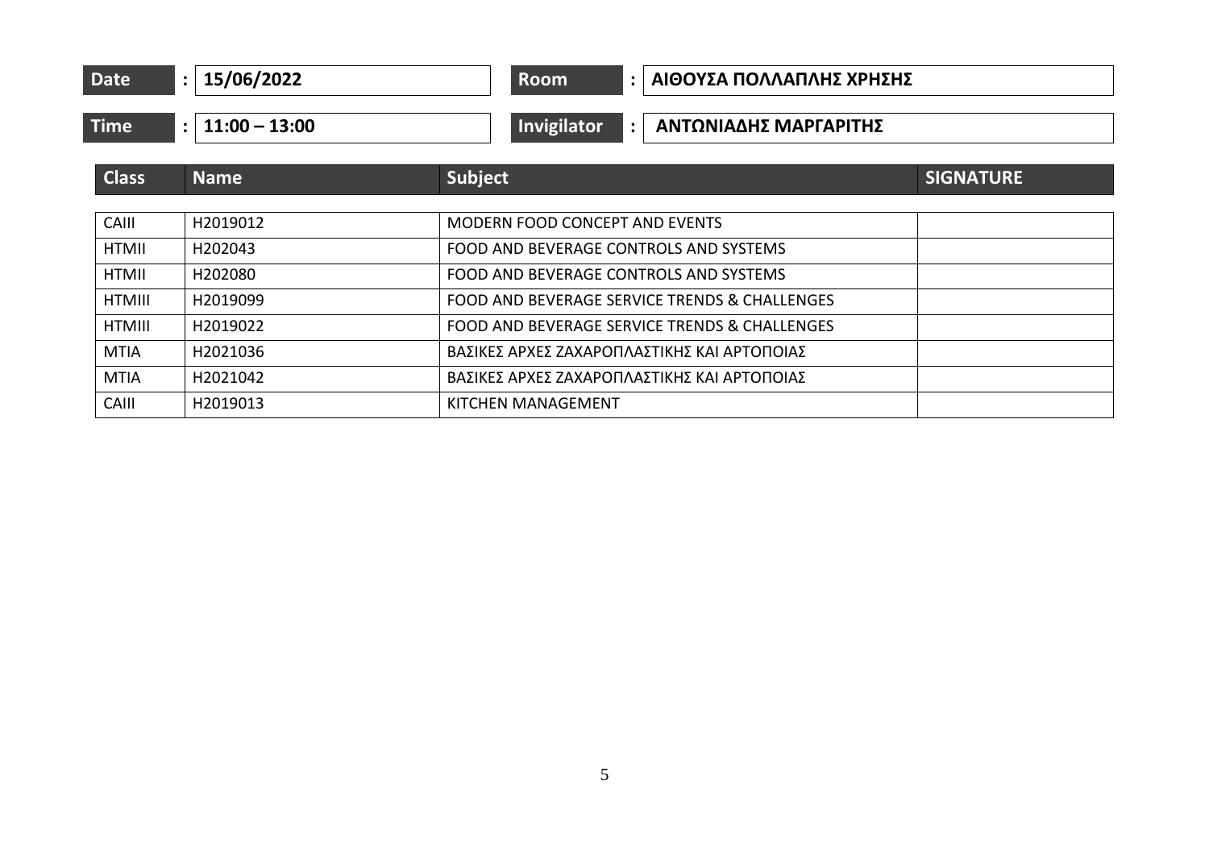| **Date** | : | **15/06/2022** | **Room** | : | **ΑΙΘΟΥΣΑ ΠΟΛΛΑΠΛΗΣ ΧΡΗΣΗΣ** |
|---|---|---|---|---|---|
| **Time** | : | **11:00 – 13:00** | **Invigilator** | : | **ΑΝΤΩΝΙΑΔΗΣ ΜΑΡΓΑΡΙΤΗΣ** |

| Class | Name | Subject | SIGNATURE |
|---|---|---|---|
| CAIII | H2019012 | MODERN FOOD CONCEPT AND EVENTS | |
| HTMII | H202043 | FOOD AND BEVERAGE CONTROLS AND SYSTEMS | |
| HTMII | H202080 | FOOD AND BEVERAGE CONTROLS AND SYSTEMS | |
| HTMIII | H2019099 | FOOD AND BEVERAGE SERVICE TRENDS & CHALLENGES | |
| HTMIII | H2019022 | FOOD AND BEVERAGE SERVICE TRENDS & CHALLENGES | |
| MTIA | H2021036 | ΒΑΣΙΚΕΣ ΑΡΧΕΣ ΖΑΧΑΡΟΠΛΑΣΤΙΚΗΣ ΚΑΙ ΑΡΤΟΠΟΙΑΣ | |
| MTIA | H2021042 | ΒΑΣΙΚΕΣ ΑΡΧΕΣ ΖΑΧΑΡΟΠΛΑΣΤΙΚΗΣ ΚΑΙ ΑΡΤΟΠΟΙΑΣ | |
| CAIII | H2019013 | KITCHEN MANAGEMENT | |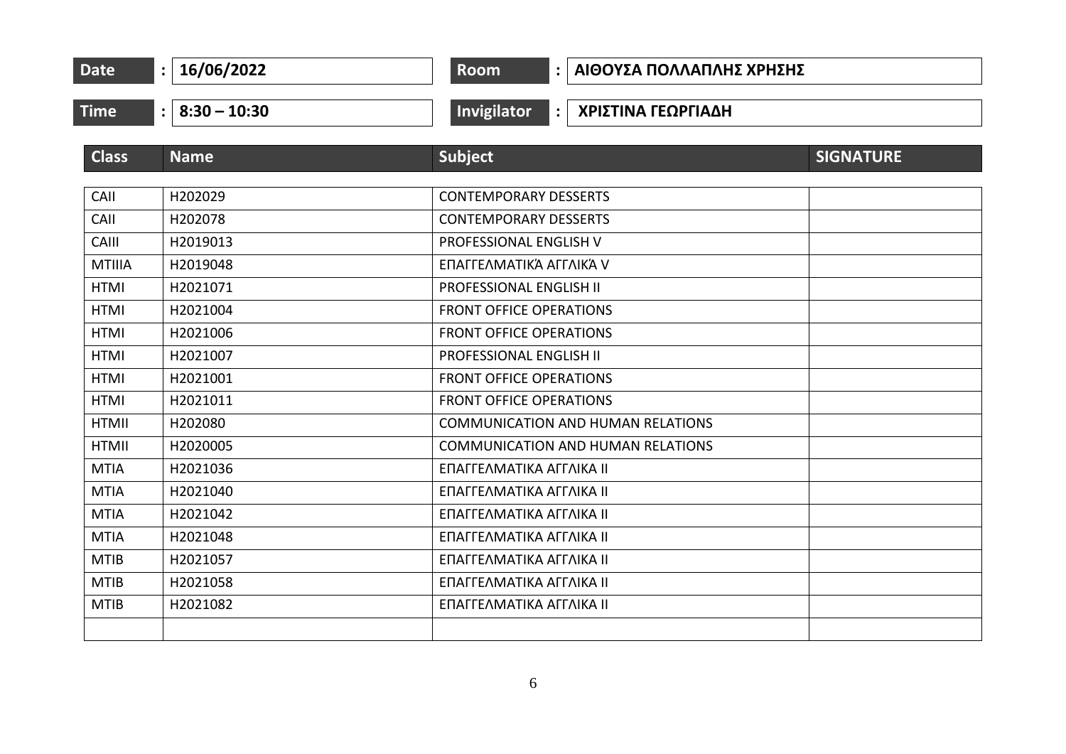| Date | : | 16/06/2022 | Room | : | ΑΙΘΟΥΣΑ ΠΟΛΛΑΠΛΗΣ ΧΡΗΣΗΣ |
|---|---|---|---|---|---|
| Time | : | 8:30 – 10:30 | Invigilator | : | ΧΡΙΣΤΙΝΑ ΓΕΩΡΓΙΑΔΗ |

| Class | Name | Subject | SIGNATURE |
|---|---|---|---|
| CAII | H202029 | CONTEMPORARY DESSERTS | |
| CAII | H202078 | CONTEMPORARY DESSERTS | |
| CAIII | H2019013 | PROFESSIONAL ENGLISH V | |
| MTIIIA | H2019048 | ΕΠΑΓΓΕΛΜΑΤΙΚΆ ΑΓΓΛΙΚΆ V | |
| HTMI | H2021071 | PROFESSIONAL ENGLISH II | |
| HTMI | H2021004 | FRONT OFFICE OPERATIONS | |
| HTMI | H2021006 | FRONT OFFICE OPERATIONS | |
| HTMI | H2021007 | PROFESSIONAL ENGLISH II | |
| HTMI | H2021001 | FRONT OFFICE OPERATIONS | |
| HTMI | H2021011 | FRONT OFFICE OPERATIONS | |
| HTMII | H202080 | COMMUNICATION AND HUMAN RELATIONS | |
| HTMII | H2020005 | COMMUNICATION AND HUMAN RELATIONS | |
| MTIA | H2021036 | ΕΠΑΓΓΕΛΜΑΤΙΚΑ ΑΓΓΛΙΚΑ II | |
| MTIA | H2021040 | ΕΠΑΓΓΕΛΜΑΤΙΚΑ ΑΓΓΛΙΚΑ II | |
| MTIA | H2021042 | ΕΠΑΓΓΕΛΜΑΤΙΚΑ ΑΓΓΛΙΚΑ II | |
| MTIA | H2021048 | ΕΠΑΓΓΕΛΜΑΤΙΚΑ ΑΓΓΛΙΚΑ II | |
| MTIB | H2021057 | ΕΠΑΓΓΕΛΜΑΤΙΚΑ ΑΓΓΛΙΚΑ II | |
| MTIB | H2021058 | ΕΠΑΓΓΕΛΜΑΤΙΚΑ ΑΓΓΛΙΚΑ II | |
| MTIB | H2021082 | ΕΠΑΓΓΕΛΜΑΤΙΚΑ ΑΓΓΛΙΚΑ II | |
| | | | |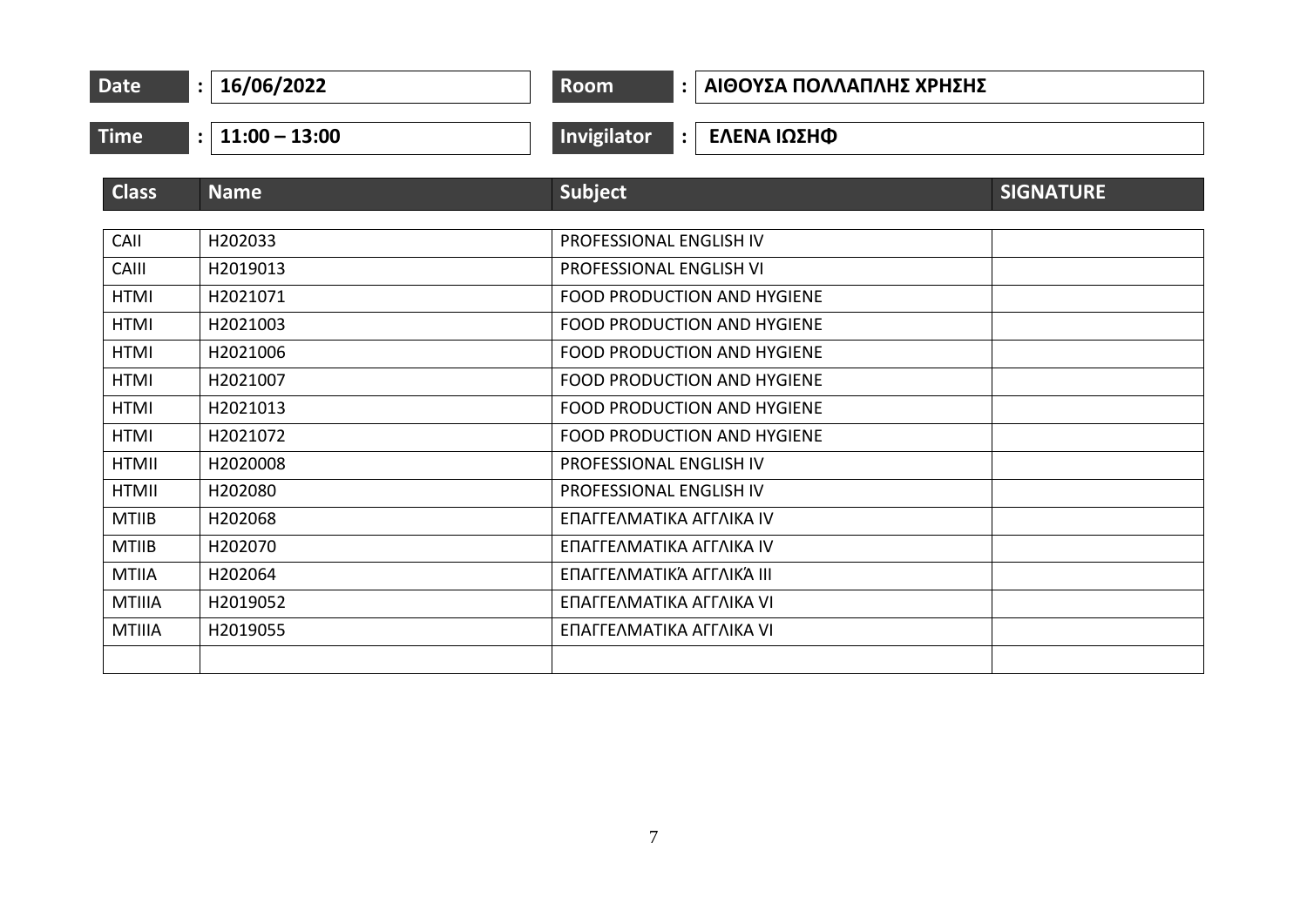| Date | : | 16/06/2022 | Room | : | ΑΙΘΟΥΣΑ ΠΟΛΛΑΠΛΗΣ ΧΡΗΣΗΣ |
|---|---|---|---|---|---|
| Time | : | 11:00 – 13:00 | Invigilator | : | ΕΛΕΝΑ ΙΩΣΗΦ |

| Class | Name | Subject | SIGNATURE |
|---|---|---|---|
| CAII | H202033 | PROFESSIONAL ENGLISH IV | |
| CAIII | H2019013 | PROFESSIONAL ENGLISH VI | |
| HTMI | H2021071 | FOOD PRODUCTION AND HYGIENE | |
| HTMI | H2021003 | FOOD PRODUCTION AND HYGIENE | |
| HTMI | H2021006 | FOOD PRODUCTION AND HYGIENE | |
| HTMI | H2021007 | FOOD PRODUCTION AND HYGIENE | |
| HTMI | H2021013 | FOOD PRODUCTION AND HYGIENE | |
| HTMI | H2021072 | FOOD PRODUCTION AND HYGIENE | |
| HTMII | H2020008 | PROFESSIONAL ENGLISH IV | |
| HTMII | H202080 | PROFESSIONAL ENGLISH IV | |
| MTIIB | H202068 | ΕΠΑΓΓΕΛΜΑΤΙΚΑ ΑΓΓΛΙΚΑ IV | |
| MTIIB | H202070 | ΕΠΑΓΓΕΛΜΑΤΙΚΑ ΑΓΓΛΙΚΑ IV | |
| MTIIA | H202064 | ΕΠΑΓΓΕΛΜΑΤΙΚΆ ΑΓΓΛΙΚΆ III | |
| MTIIIA | H2019052 | ΕΠΑΓΓΕΛΜΑΤΙΚΑ ΑΓΓΛΙΚΑ VI | |
| MTIIIA | H2019055 | ΕΠΑΓΓΕΛΜΑΤΙΚΑ ΑΓΓΛΙΚΑ VI | |
| | | | |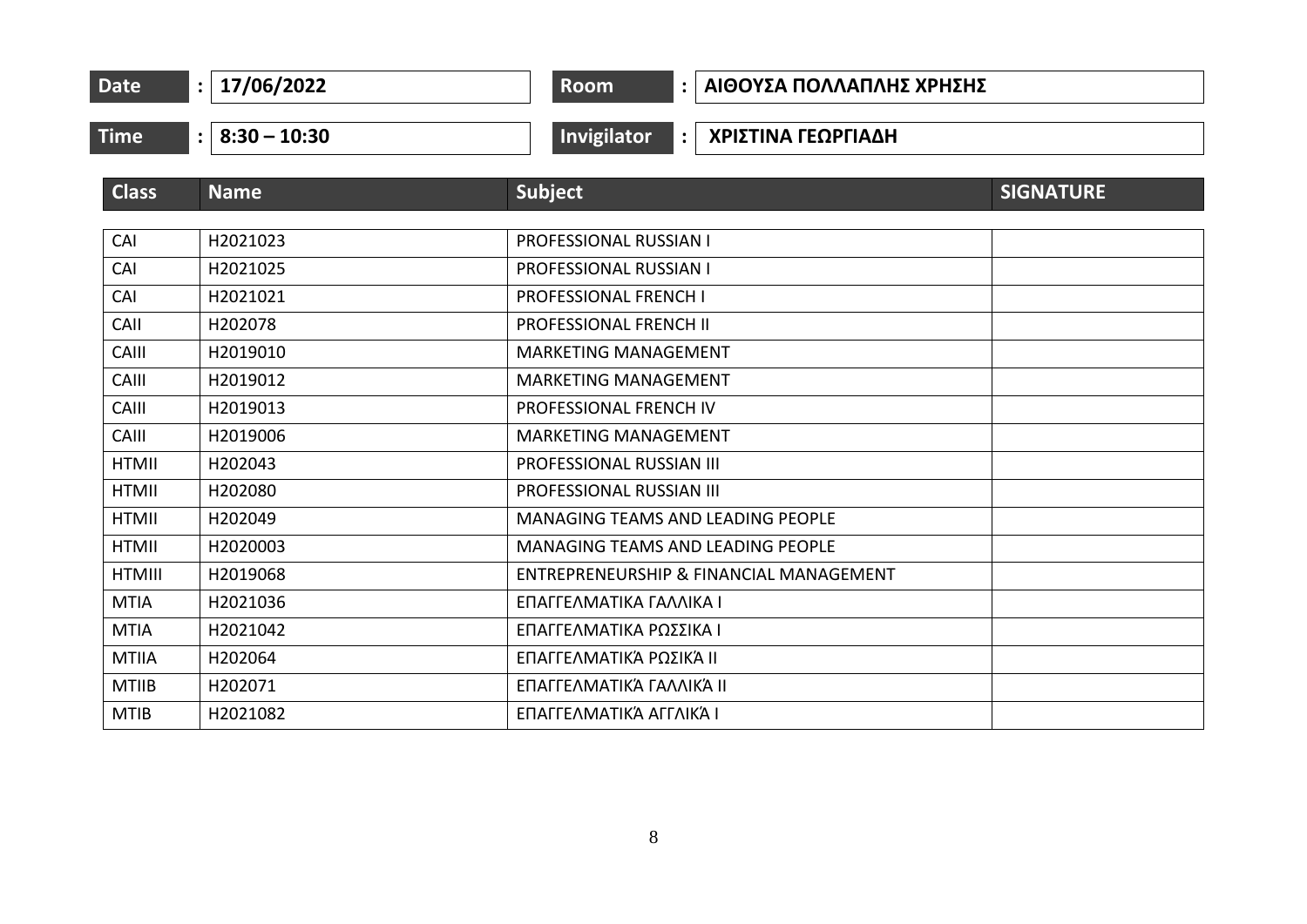| Date | : | 17/06/2022 | Room | : | ΑΙΘΟΥΣΑ ΠΟΛΛΑΠΛΗΣ ΧΡΗΣΗΣ |
|---|---|---|---|---|---|
| Time | : | 8:30 – 10:30 | Invigilator | : | ΧΡΙΣΤΙΝΑ ΓΕΩΡΓΙΑΔΗ |

| Class | Name | Subject | SIGNATURE |
|---|---|---|---|
| CAI | H2021023 | PROFESSIONAL RUSSIAN I | |
| CAI | H2021025 | PROFESSIONAL RUSSIAN I | |
| CAI | H2021021 | PROFESSIONAL FRENCH I | |
| CAII | H202078 | PROFESSIONAL FRENCH II | |
| CAIII | H2019010 | MARKETING MANAGEMENT | |
| CAIII | H2019012 | MARKETING MANAGEMENT | |
| CAIII | H2019013 | PROFESSIONAL FRENCH IV | |
| CAIII | H2019006 | MARKETING MANAGEMENT | |
| HTMII | H202043 | PROFESSIONAL RUSSIAN III | |
| HTMII | H202080 | PROFESSIONAL RUSSIAN III | |
| HTMII | H202049 | MANAGING TEAMS AND LEADING PEOPLE | |
| HTMII | H2020003 | MANAGING TEAMS AND LEADING PEOPLE | |
| HTMIII | H2019068 | ENTREPRENEURSHIP & FINANCIAL MANAGEMENT | |
| MTIA | H2021036 | ΕΠΑΓΓΕΛΜΑΤΙΚΑ ΓΑΛΛΙΚΑ I | |
| MTIA | H2021042 | ΕΠΑΓΓΕΛΜΑΤΙΚΑ ΡΩΣΣΙΚΑ I | |
| MTIIA | H202064 | ΕΠΑΓΓΕΛΜΑΤΙΚΆ ΡΩΣΙΚΆ II | |
| MTIIB | H202071 | ΕΠΑΓΓΕΛΜΑΤΙΚΆ ΓΑΛΛΙΚΆ II | |
| MTIB | H2021082 | ΕΠΑΓΓΕΛΜΑΤΙΚΆ ΑΓΓΛΙΚΆ I | |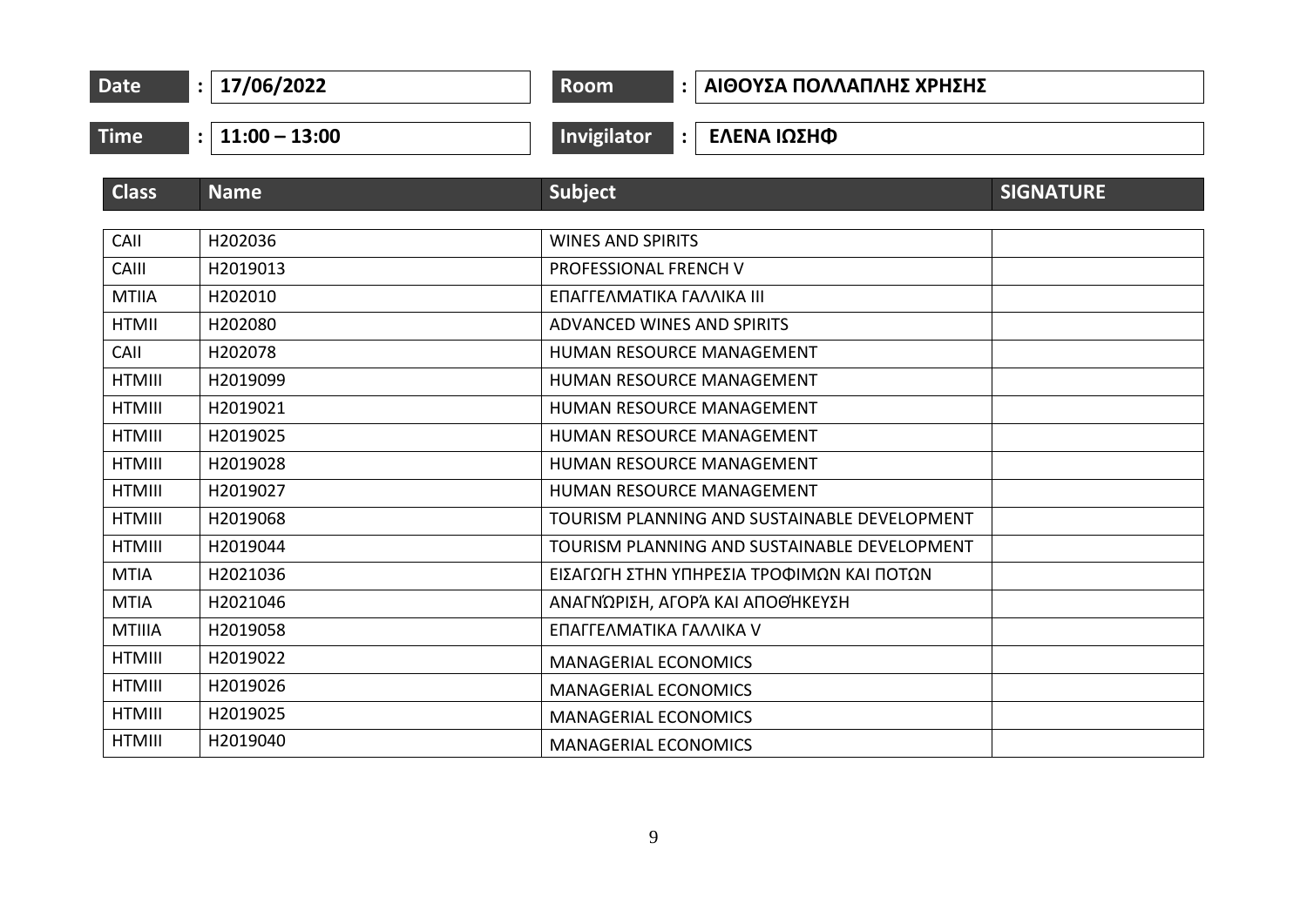| Date | : | 17/06/2022 | Room | : | ΑΙΘΟΥΣΑ ΠΟΛΛΑΠΛΗΣ ΧΡΗΣΗΣ |
|---|---|---|---|---|---|
| Time | : | 11:00 – 13:00 | Invigilator | : | ΕΛΕΝΑ ΙΩΣΗΦ |

| Class | Name | Subject | SIGNATURE |
|---|---|---|---|
| CAII | H202036 | WINES AND SPIRITS | |
| CAIII | H2019013 | PROFESSIONAL FRENCH V | |
| MTIIA | H202010 | ΕΠΑΓΓΕΛΜΑΤΙΚΑ ΓΑΛΛΙΚΑ III | |
| HTMII | H202080 | ADVANCED WINES AND SPIRITS | |
| CAII | H202078 | HUMAN RESOURCE MANAGEMENT | |
| HTMIII | H2019099 | HUMAN RESOURCE MANAGEMENT | |
| HTMIII | H2019021 | HUMAN RESOURCE MANAGEMENT | |
| HTMIII | H2019025 | HUMAN RESOURCE MANAGEMENT | |
| HTMIII | H2019028 | HUMAN RESOURCE MANAGEMENT | |
| HTMIII | H2019027 | HUMAN RESOURCE MANAGEMENT | |
| HTMIII | H2019068 | TOURISM PLANNING AND SUSTAINABLE DEVELOPMENT | |
| HTMIII | H2019044 | TOURISM PLANNING AND SUSTAINABLE DEVELOPMENT | |
| MTIA | H2021036 | ΕΙΣΑΓΩΓΗ ΣΤΗΝ ΥΠΗΡΕΣΙΑ ΤΡΟΦΙΜΩΝ ΚΑΙ ΠΟΤΩΝ | |
| MTIA | H2021046 | ΑΝΑΓΝΏΡΙΣΗ, ΑΓΟΡΆ ΚΑΙ ΑΠΟΘΉΚΕΥΣΗ | |
| MTIIIA | H2019058 | ΕΠΑΓΓΕΛΜΑΤΙΚΑ ΓΑΛΛΙΚΑ V | |
| HTMIII | H2019022 | MANAGERIAL ECONOMICS | |
| HTMIII | H2019026 | MANAGERIAL ECONOMICS | |
| HTMIII | H2019025 | MANAGERIAL ECONOMICS | |
| HTMIII | H2019040 | MANAGERIAL ECONOMICS | |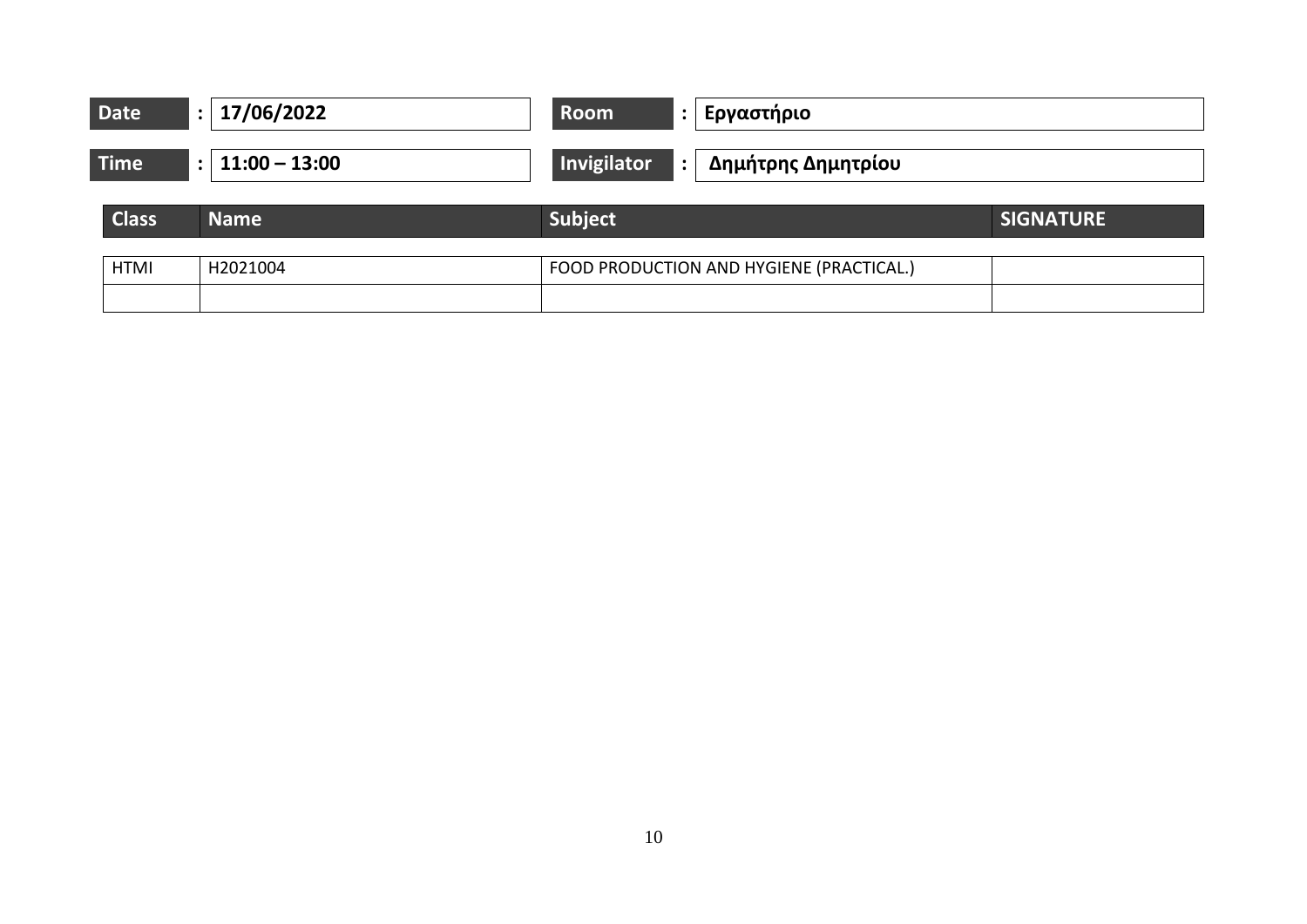| Date | : | 17/06/2022 | Room | : | Εργαστήριο |
| --- | --- | --- | --- | --- | --- |
| Time | : | 11:00 – 13:00 | Invigilator | : | Δημήτρης Δημητρίου |

| Class | Name | Subject | SIGNATURE |
| --- | --- | --- | --- |
| HTMI | H2021004 | FOOD PRODUCTION AND HYGIENE (PRACTICAL.) | |
| | | | |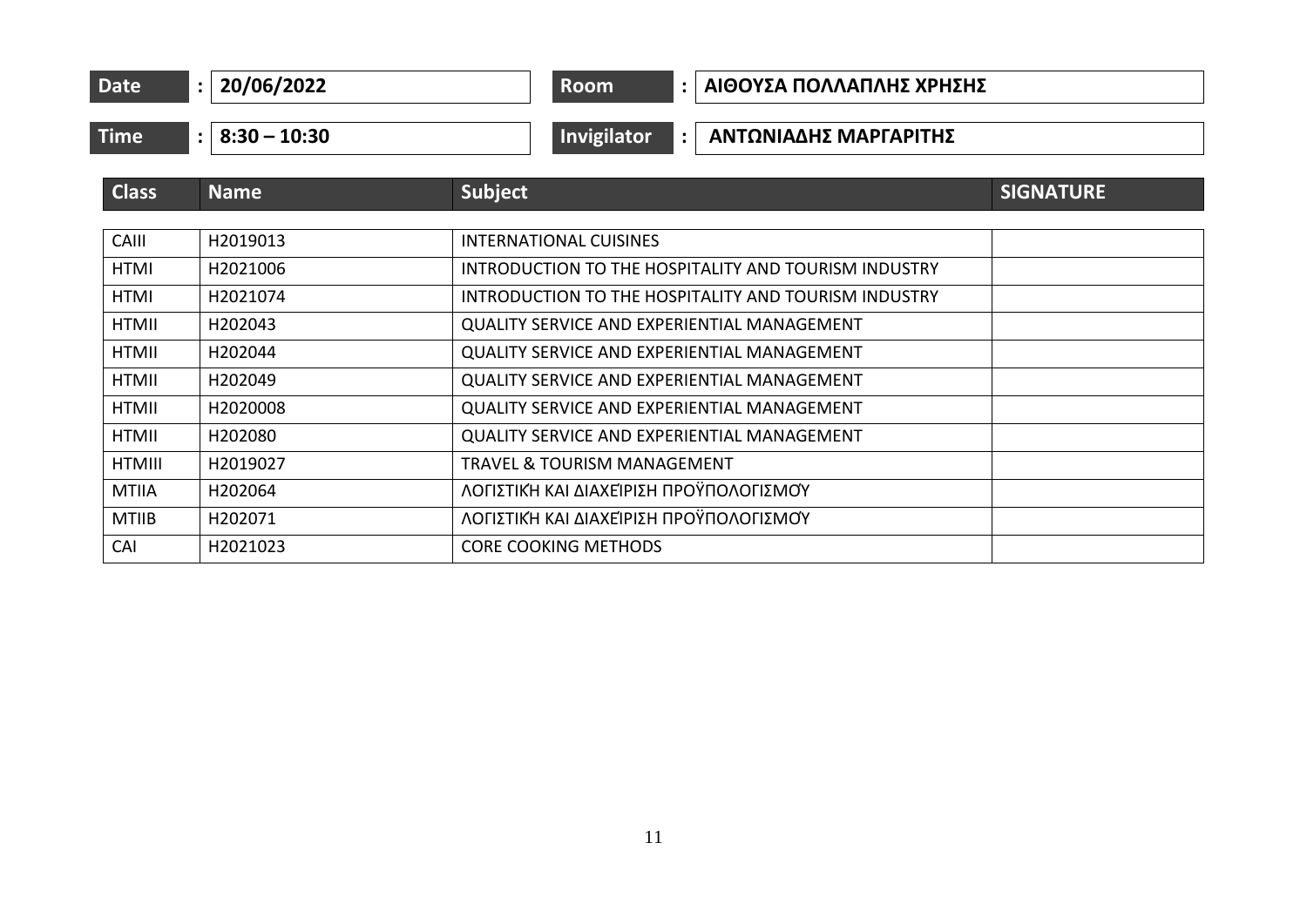| Date | : | 20/06/2022 | Room | : | ΑΙΘΟΥΣΑ ΠΟΛΛΑΠΛΗΣ ΧΡΗΣΗΣ |
| --- | --- | --- | --- | --- | --- |
| Time | : | 8:30 – 10:30 | Invigilator | : | ΑΝΤΩΝΙΑΔΗΣ ΜΑΡΓΑΡΙΤΗΣ |

| Class | Name | Subject | SIGNATURE |
| --- | --- | --- | --- |
| CAIII | H2019013 | INTERNATIONAL CUISINES | |
| HTMI | H2021006 | INTRODUCTION TO THE HOSPITALITY AND TOURISM INDUSTRY | |
| HTMI | H2021074 | INTRODUCTION TO THE HOSPITALITY AND TOURISM INDUSTRY | |
| HTMII | H202043 | QUALITY SERVICE AND EXPERIENTIAL MANAGEMENT | |
| HTMII | H202044 | QUALITY SERVICE AND EXPERIENTIAL MANAGEMENT | |
| HTMII | H202049 | QUALITY SERVICE AND EXPERIENTIAL MANAGEMENT | |
| HTMII | H2020008 | QUALITY SERVICE AND EXPERIENTIAL MANAGEMENT | |
| HTMII | H202080 | QUALITY SERVICE AND EXPERIENTIAL MANAGEMENT | |
| HTMIII | H2019027 | TRAVEL & TOURISM MANAGEMENT | |
| MTIIA | H202064 | ΛΟΓΙΣΤΙΚΉ ΚΑΙ ΔΙΑΧΕΊΡΙΣΗ ΠΡΟΫΠΟΛΟΓΙΣΜΟΎ | |
| MTIIB | H202071 | ΛΟΓΙΣΤΙΚΉ ΚΑΙ ΔΙΑΧΕΊΡΙΣΗ ΠΡΟΫΠΟΛΟΓΙΣΜΟΎ | |
| CAI | H2021023 | CORE COOKING METHODS | |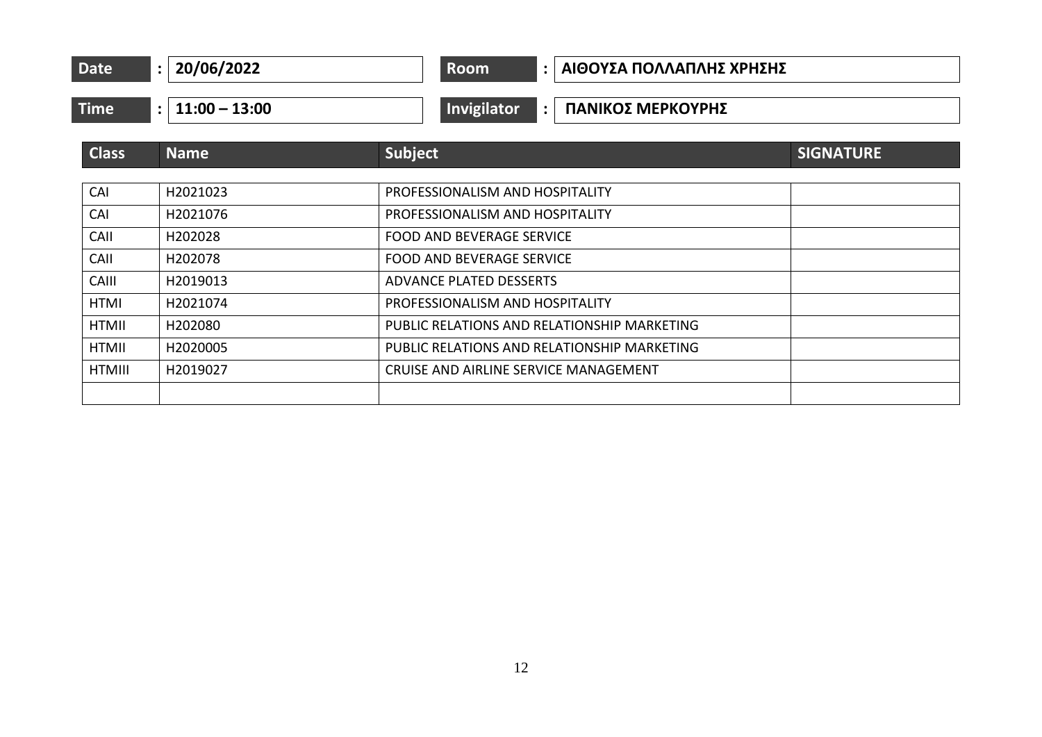| Date | : | 20/06/2022 | Room | : | ΑΙΘΟΥΣΑ ΠΟΛΛΑΠΛΗΣ ΧΡΗΣΗΣ |
|---|---|---|---|---|---|
| Time | : | 11:00 – 13:00 | Invigilator | : | ΠΑΝΙΚΟΣ ΜΕΡΚΟΥΡΗΣ |

| Class | Name | Subject | SIGNATURE |
|---|---|---|---|
| CAI | H2021023 | PROFESSIONALISM AND HOSPITALITY | |
| CAI | H2021076 | PROFESSIONALISM AND HOSPITALITY | |
| CAII | H202028 | FOOD AND BEVERAGE SERVICE | |
| CAII | H202078 | FOOD AND BEVERAGE SERVICE | |
| CAIII | H2019013 | ADVANCE PLATED DESSERTS | |
| HTMI | H2021074 | PROFESSIONALISM AND HOSPITALITY | |
| HTMII | H202080 | PUBLIC RELATIONS AND RELATIONSHIP MARKETING | |
| HTMII | H2020005 | PUBLIC RELATIONS AND RELATIONSHIP MARKETING | |
| HTMIII | H2019027 | CRUISE AND AIRLINE SERVICE MANAGEMENT | |
| | | | |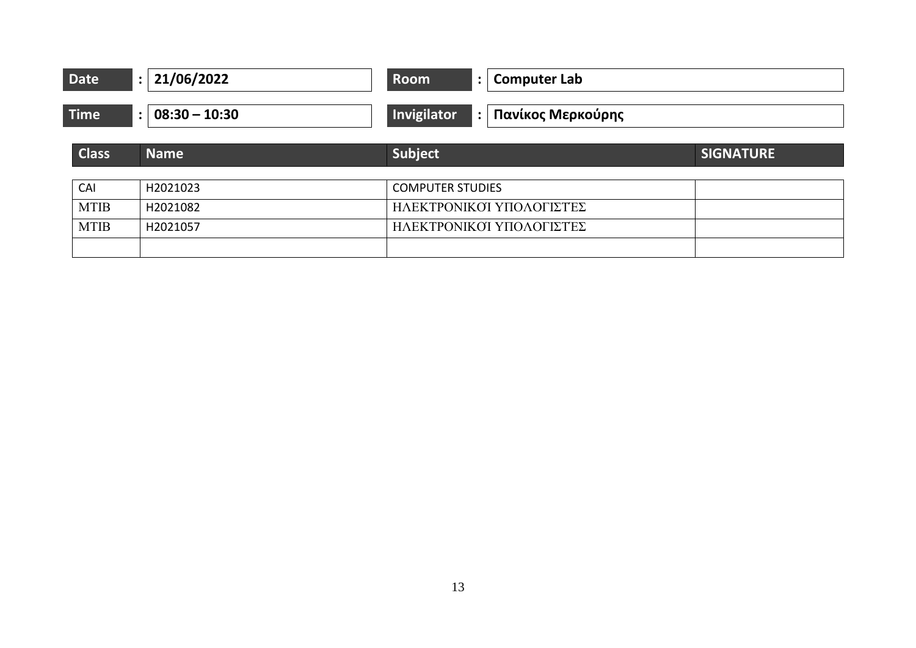| | | | | | |
|---|---|---|---|---|---|
| **Date** | : | **21/06/2022** | **Room** | : | **Computer Lab** |
| **Time** | : | **08:30 – 10:30** | **Invigilator** | : | **Πανίκος Μερκούρης** |

| Class | Name | Subject | SIGNATURE |
|---|---|---|---|
| CAI | H2021023 | COMPUTER STUDIES | |
| MTIB | H2021082 | ΗΛΕΚΤΡΟΝΙΚΟΊ ΥΠΟΛΟΓΙΣΤΈΣ | |
| MTIB | H2021057 | ΗΛΕΚΤΡΟΝΙΚΟΊ ΥΠΟΛΟΓΙΣΤΈΣ | |
| | | | |